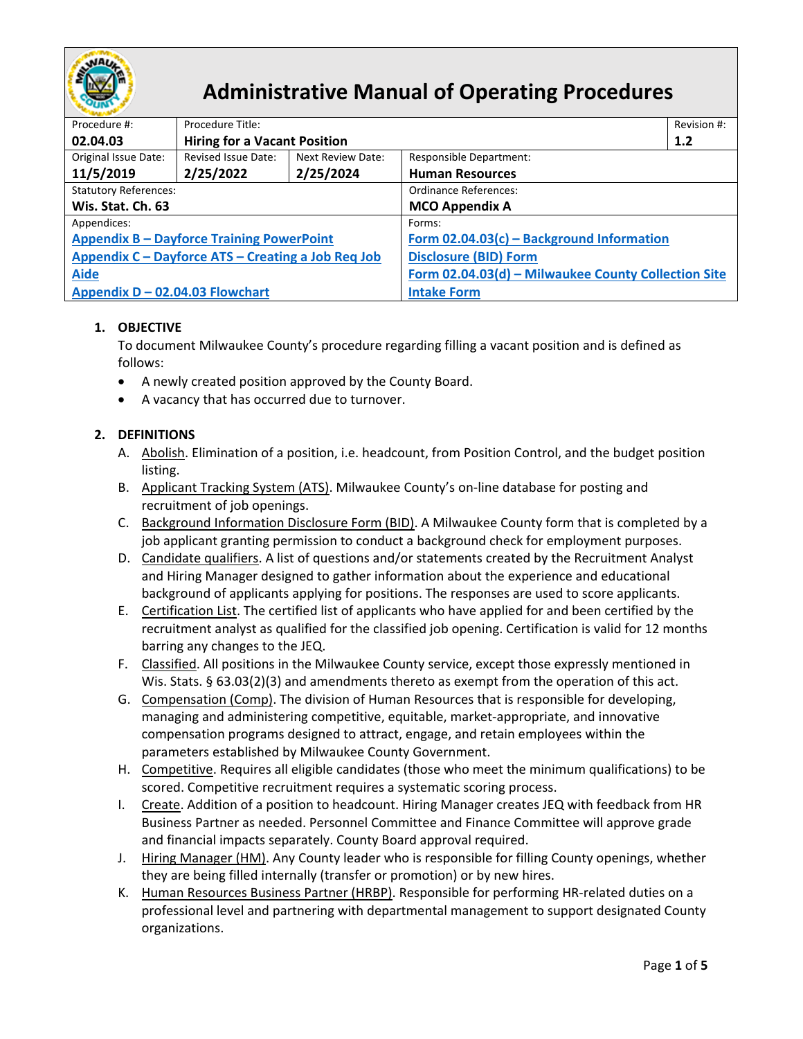# Administrative Manual of Operating Procedures

| Procedure #: | Procedure Title: | | | Revision #: |
|---|---|---|---|---|
| **02.04.03** | **Hiring for a Vacant Position** | | | **1.2** |
| Original Issue Date: **11/5/2019** | Revised Issue Date: **2/25/2022** | Next Review Date: **2/25/2024** | Responsible Department: **Human Resources** | |
| Statutory References: **Wis. Stat. Ch. 63** | | | Ordinance References: **MCO Appendix A** | |
| Appendices: **Appendix B – Dayforce Training PowerPoint**<br>**Appendix C – Dayforce ATS – Creating a Job Req Job Aide**<br>**Appendix D – 02.04.03 Flowchart** | | | Forms: **Form 02.04.03(c) – Background Information Disclosure (BID) Form**<br>**Form 02.04.03(d) – Milwaukee County Collection Site Intake Form** | |

## 1. OBJECTIVE

To document Milwaukee County's procedure regarding filling a vacant position and is defined as follows:

- A newly created position approved by the County Board.
- A vacancy that has occurred due to turnover.

## 2. DEFINITIONS

A. Abolish. Elimination of a position, i.e. headcount, from Position Control, and the budget position listing.

B. Applicant Tracking System (ATS). Milwaukee County's on-line database for posting and recruitment of job openings.

C. Background Information Disclosure Form (BID). A Milwaukee County form that is completed by a job applicant granting permission to conduct a background check for employment purposes.

D. Candidate qualifiers. A list of questions and/or statements created by the Recruitment Analyst and Hiring Manager designed to gather information about the experience and educational background of applicants applying for positions. The responses are used to score applicants.

E. Certification List. The certified list of applicants who have applied for and been certified by the recruitment analyst as qualified for the classified job opening. Certification is valid for 12 months barring any changes to the JEQ.

F. Classified. All positions in the Milwaukee County service, except those expressly mentioned in Wis. Stats. § 63.03(2)(3) and amendments thereto as exempt from the operation of this act.

G. Compensation (Comp). The division of Human Resources that is responsible for developing, managing and administering competitive, equitable, market-appropriate, and innovative compensation programs designed to attract, engage, and retain employees within the parameters established by Milwaukee County Government.

H. Competitive. Requires all eligible candidates (those who meet the minimum qualifications) to be scored. Competitive recruitment requires a systematic scoring process.

I. Create. Addition of a position to headcount. Hiring Manager creates JEQ with feedback from HR Business Partner as needed. Personnel Committee and Finance Committee will approve grade and financial impacts separately. County Board approval required.

J. Hiring Manager (HM). Any County leader who is responsible for filling County openings, whether they are being filled internally (transfer or promotion) or by new hires.

K. Human Resources Business Partner (HRBP). Responsible for performing HR-related duties on a professional level and partnering with departmental management to support designated County organizations.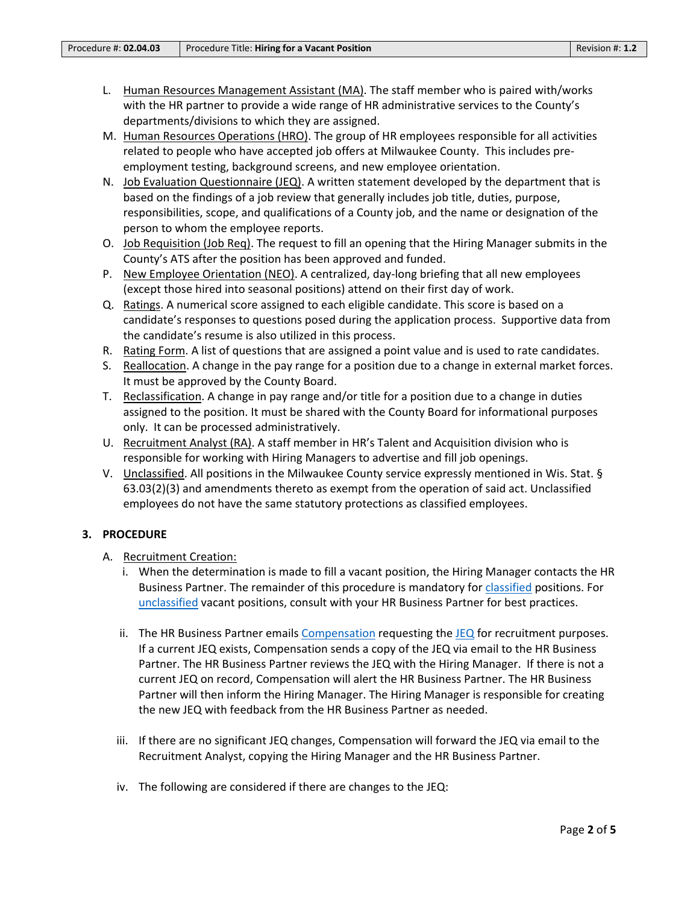L. Human Resources Management Assistant (MA). The staff member who is paired with/works with the HR partner to provide a wide range of HR administrative services to the County's departments/divisions to which they are assigned.

M. Human Resources Operations (HRO). The group of HR employees responsible for all activities related to people who have accepted job offers at Milwaukee County. This includes pre-employment testing, background screens, and new employee orientation.

N. Job Evaluation Questionnaire (JEQ). A written statement developed by the department that is based on the findings of a job review that generally includes job title, duties, purpose, responsibilities, scope, and qualifications of a County job, and the name or designation of the person to whom the employee reports.

O. Job Requisition (Job Req). The request to fill an opening that the Hiring Manager submits in the County's ATS after the position has been approved and funded.

P. New Employee Orientation (NEO). A centralized, day-long briefing that all new employees (except those hired into seasonal positions) attend on their first day of work.

Q. Ratings. A numerical score assigned to each eligible candidate. This score is based on a candidate's responses to questions posed during the application process. Supportive data from the candidate's resume is also utilized in this process.

R. Rating Form. A list of questions that are assigned a point value and is used to rate candidates.

S. Reallocation. A change in the pay range for a position due to a change in external market forces. It must be approved by the County Board.

T. Reclassification. A change in pay range and/or title for a position due to a change in duties assigned to the position. It must be shared with the County Board for informational purposes only. It can be processed administratively.

U. Recruitment Analyst (RA). A staff member in HR's Talent and Acquisition division who is responsible for working with Hiring Managers to advertise and fill job openings.

V. Unclassified. All positions in the Milwaukee County service expressly mentioned in Wis. Stat. § 63.03(2)(3) and amendments thereto as exempt from the operation of said act. Unclassified employees do not have the same statutory protections as classified employees.

## 3. PROCEDURE

A. Recruitment Creation:

i. When the determination is made to fill a vacant position, the Hiring Manager contacts the HR Business Partner. The remainder of this procedure is mandatory for classified positions. For unclassified vacant positions, consult with your HR Business Partner for best practices.

ii. The HR Business Partner emails Compensation requesting the JEQ for recruitment purposes. If a current JEQ exists, Compensation sends a copy of the JEQ via email to the HR Business Partner. The HR Business Partner reviews the JEQ with the Hiring Manager. If there is not a current JEQ on record, Compensation will alert the HR Business Partner. The HR Business Partner will then inform the Hiring Manager. The Hiring Manager is responsible for creating the new JEQ with feedback from the HR Business Partner as needed.

iii. If there are no significant JEQ changes, Compensation will forward the JEQ via email to the Recruitment Analyst, copying the Hiring Manager and the HR Business Partner.

iv. The following are considered if there are changes to the JEQ: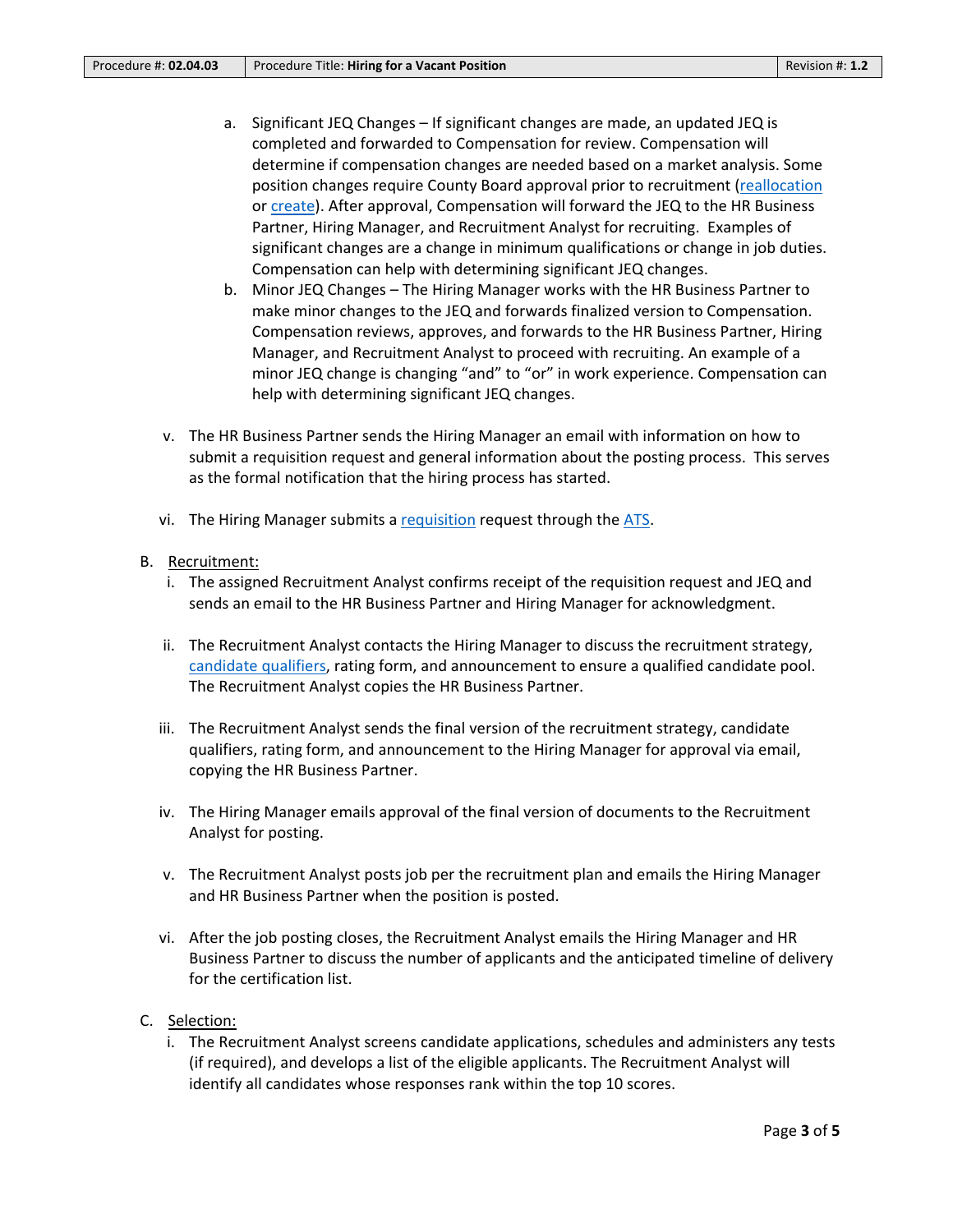a. Significant JEQ Changes – If significant changes are made, an updated JEQ is completed and forwarded to Compensation for review. Compensation will determine if compensation changes are needed based on a market analysis. Some position changes require County Board approval prior to recruitment (reallocation or create). After approval, Compensation will forward the JEQ to the HR Business Partner, Hiring Manager, and Recruitment Analyst for recruiting. Examples of significant changes are a change in minimum qualifications or change in job duties. Compensation can help with determining significant JEQ changes.

b. Minor JEQ Changes – The Hiring Manager works with the HR Business Partner to make minor changes to the JEQ and forwards finalized version to Compensation. Compensation reviews, approves, and forwards to the HR Business Partner, Hiring Manager, and Recruitment Analyst to proceed with recruiting. An example of a minor JEQ change is changing "and" to "or" in work experience. Compensation can help with determining significant JEQ changes.

v. The HR Business Partner sends the Hiring Manager an email with information on how to submit a requisition request and general information about the posting process. This serves as the formal notification that the hiring process has started.

vi. The Hiring Manager submits a requisition request through the ATS.

B. Recruitment:

i. The assigned Recruitment Analyst confirms receipt of the requisition request and JEQ and sends an email to the HR Business Partner and Hiring Manager for acknowledgment.

ii. The Recruitment Analyst contacts the Hiring Manager to discuss the recruitment strategy, candidate qualifiers, rating form, and announcement to ensure a qualified candidate pool. The Recruitment Analyst copies the HR Business Partner.

iii. The Recruitment Analyst sends the final version of the recruitment strategy, candidate qualifiers, rating form, and announcement to the Hiring Manager for approval via email, copying the HR Business Partner.

iv. The Hiring Manager emails approval of the final version of documents to the Recruitment Analyst for posting.

v. The Recruitment Analyst posts job per the recruitment plan and emails the Hiring Manager and HR Business Partner when the position is posted.

vi. After the job posting closes, the Recruitment Analyst emails the Hiring Manager and HR Business Partner to discuss the number of applicants and the anticipated timeline of delivery for the certification list.

C. Selection:

i. The Recruitment Analyst screens candidate applications, schedules and administers any tests (if required), and develops a list of the eligible applicants. The Recruitment Analyst will identify all candidates whose responses rank within the top 10 scores.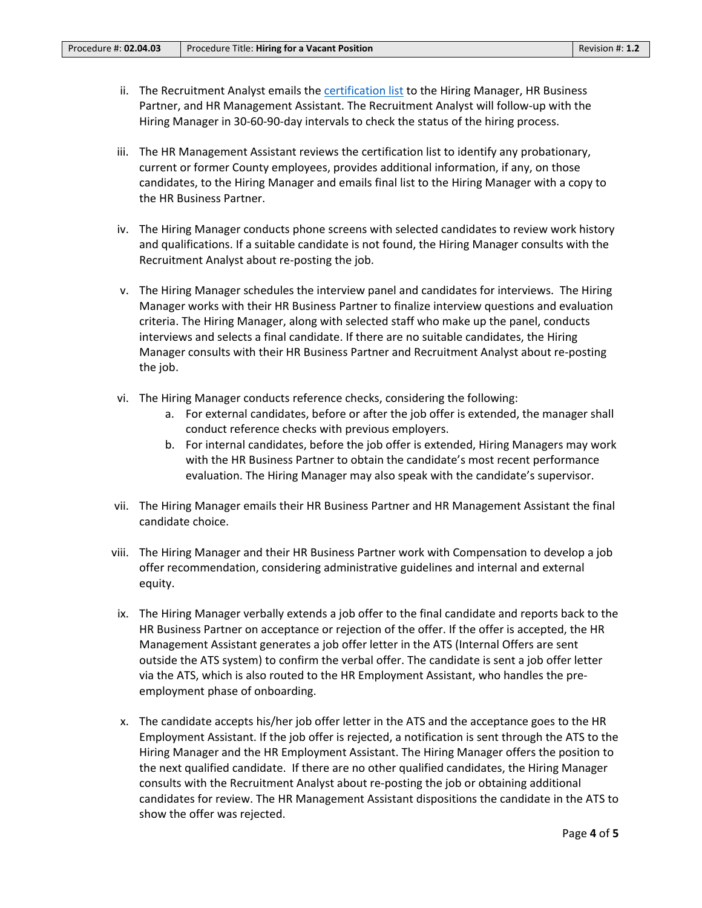ii. The Recruitment Analyst emails the [certification list]() to the Hiring Manager, HR Business Partner, and HR Management Assistant. The Recruitment Analyst will follow-up with the Hiring Manager in 30-60-90-day intervals to check the status of the hiring process.

iii. The HR Management Assistant reviews the certification list to identify any probationary, current or former County employees, provides additional information, if any, on those candidates, to the Hiring Manager and emails final list to the Hiring Manager with a copy to the HR Business Partner.

iv. The Hiring Manager conducts phone screens with selected candidates to review work history and qualifications. If a suitable candidate is not found, the Hiring Manager consults with the Recruitment Analyst about re-posting the job.

v. The Hiring Manager schedules the interview panel and candidates for interviews. The Hiring Manager works with their HR Business Partner to finalize interview questions and evaluation criteria. The Hiring Manager, along with selected staff who make up the panel, conducts interviews and selects a final candidate. If there are no suitable candidates, the Hiring Manager consults with their HR Business Partner and Recruitment Analyst about re-posting the job.

vi. The Hiring Manager conducts reference checks, considering the following:
   a. For external candidates, before or after the job offer is extended, the manager shall conduct reference checks with previous employers.
   b. For internal candidates, before the job offer is extended, Hiring Managers may work with the HR Business Partner to obtain the candidate's most recent performance evaluation. The Hiring Manager may also speak with the candidate's supervisor.

vii. The Hiring Manager emails their HR Business Partner and HR Management Assistant the final candidate choice.

viii. The Hiring Manager and their HR Business Partner work with Compensation to develop a job offer recommendation, considering administrative guidelines and internal and external equity.

ix. The Hiring Manager verbally extends a job offer to the final candidate and reports back to the HR Business Partner on acceptance or rejection of the offer. If the offer is accepted, the HR Management Assistant generates a job offer letter in the ATS (Internal Offers are sent outside the ATS system) to confirm the verbal offer. The candidate is sent a job offer letter via the ATS, which is also routed to the HR Employment Assistant, who handles the pre-employment phase of onboarding.

x. The candidate accepts his/her job offer letter in the ATS and the acceptance goes to the HR Employment Assistant. If the job offer is rejected, a notification is sent through the ATS to the Hiring Manager and the HR Employment Assistant. The Hiring Manager offers the position to the next qualified candidate. If there are no other qualified candidates, the Hiring Manager consults with the Recruitment Analyst about re-posting the job or obtaining additional candidates for review. The HR Management Assistant dispositions the candidate in the ATS to show the offer was rejected.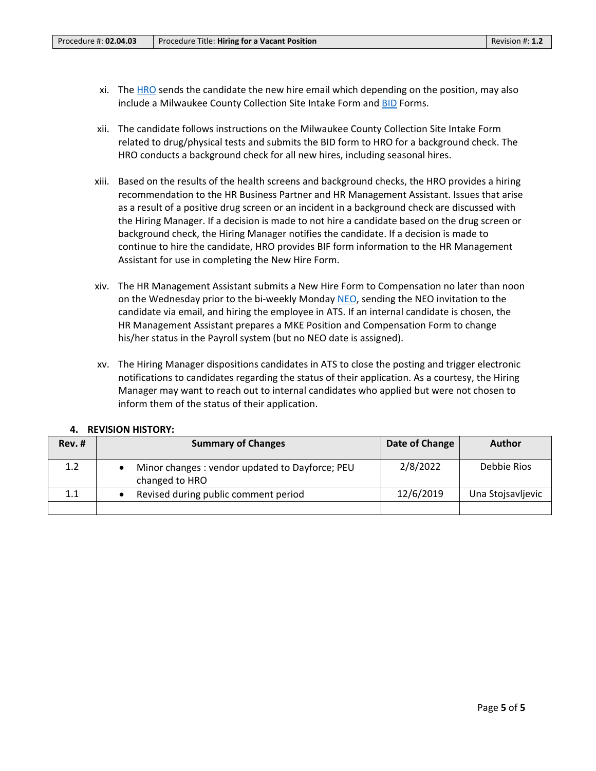xi. The HRO sends the candidate the new hire email which depending on the position, may also include a Milwaukee County Collection Site Intake Form and BID Forms.

xii. The candidate follows instructions on the Milwaukee County Collection Site Intake Form related to drug/physical tests and submits the BID form to HRO for a background check. The HRO conducts a background check for all new hires, including seasonal hires.

xiii. Based on the results of the health screens and background checks, the HRO provides a hiring recommendation to the HR Business Partner and HR Management Assistant. Issues that arise as a result of a positive drug screen or an incident in a background check are discussed with the Hiring Manager. If a decision is made to not hire a candidate based on the drug screen or background check, the Hiring Manager notifies the candidate. If a decision is made to continue to hire the candidate, HRO provides BIF form information to the HR Management Assistant for use in completing the New Hire Form.

xiv. The HR Management Assistant submits a New Hire Form to Compensation no later than noon on the Wednesday prior to the bi-weekly Monday NEO, sending the NEO invitation to the candidate via email, and hiring the employee in ATS. If an internal candidate is chosen, the HR Management Assistant prepares a MKE Position and Compensation Form to change his/her status in the Payroll system (but no NEO date is assigned).

xv. The Hiring Manager dispositions candidates in ATS to close the posting and trigger electronic notifications to candidates regarding the status of their application. As a courtesy, the Hiring Manager may want to reach out to internal candidates who applied but were not chosen to inform them of the status of their application.

## 4. REVISION HISTORY:

| Rev. # | Summary of Changes | Date of Change | Author |
|---|---|---|---|
| 1.2 | • Minor changes : vendor updated to Dayforce; PEU changed to HRO | 2/8/2022 | Debbie Rios |
| 1.1 | • Revised during public comment period | 12/6/2019 | Una Stojsavljevic |
| | | | |